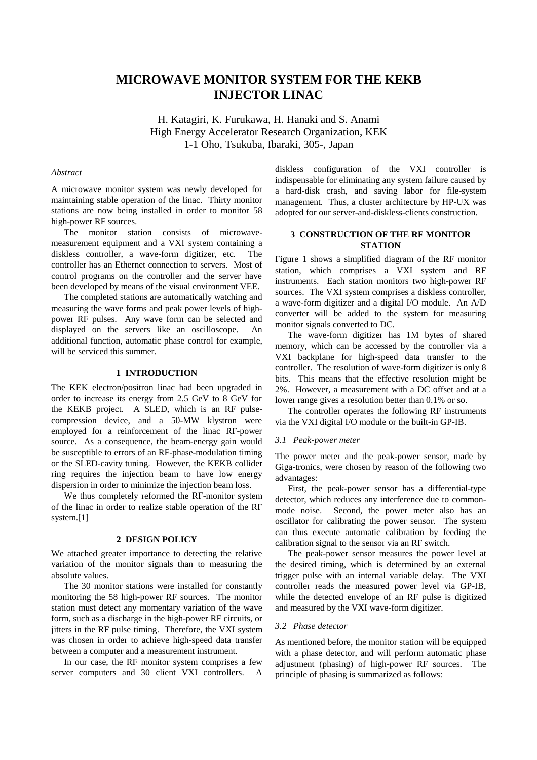# MICROWAVE MONITOR SYSTEM FOR THE KEKB INJECTOR LINAC

H. Katagiri, K. Furukawa, H. Hanaki and S. Anami
High Energy Accelerator Research Organization, KEK
1-1 Oho, Tsukuba, Ibaraki, 305-, Japan

*Abstract*

A microwave monitor system was newly developed for maintaining stable operation of the linac. Thirty monitor stations are now being installed in order to monitor 58 high-power RF sources.

The monitor station consists of microwave-measurement equipment and a VXI system containing a diskless controller, a wave-form digitizer, etc. The controller has an Ethernet connection to servers. Most of control programs on the controller and the server have been developed by means of the visual environment VEE.

The completed stations are automatically watching and measuring the wave forms and peak power levels of high-power RF pulses. Any wave form can be selected and displayed on the servers like an oscilloscope. An additional function, automatic phase control for example, will be serviced this summer.

## 1 INTRODUCTION

The KEK electron/positron linac had been upgraded in order to increase its energy from 2.5 GeV to 8 GeV for the KEKB project. A SLED, which is an RF pulse-compression device, and a 50-MW klystron were employed for a reinforcement of the linac RF-power source. As a consequence, the beam-energy gain would be susceptible to errors of an RF-phase-modulation timing or the SLED-cavity tuning. However, the KEKB collider ring requires the injection beam to have low energy dispersion in order to minimize the injection beam loss.

We thus completely reformed the RF-monitor system of the linac in order to realize stable operation of the RF system.[1]

## 2 DESIGN POLICY

We attached greater importance to detecting the relative variation of the monitor signals than to measuring the absolute values.

The 30 monitor stations were installed for constantly monitoring the 58 high-power RF sources. The monitor station must detect any momentary variation of the wave form, such as a discharge in the high-power RF circuits, or jitters in the RF pulse timing. Therefore, the VXI system was chosen in order to achieve high-speed data transfer between a computer and a measurement instrument.

In our case, the RF monitor system comprises a few server computers and 30 client VXI controllers. A diskless configuration of the VXI controller is indispensable for eliminating any system failure caused by a hard-disk crash, and saving labor for file-system management. Thus, a cluster architecture by HP-UX was adopted for our server-and-diskless-clients construction.

## 3 CONSTRUCTION OF THE RF MONITOR STATION

Figure 1 shows a simplified diagram of the RF monitor station, which comprises a VXI system and RF instruments. Each station monitors two high-power RF sources. The VXI system comprises a diskless controller, a wave-form digitizer and a digital I/O module. An A/D converter will be added to the system for measuring monitor signals converted to DC.

The wave-form digitizer has 1M bytes of shared memory, which can be accessed by the controller via a VXI backplane for high-speed data transfer to the controller. The resolution of wave-form digitizer is only 8 bits. This means that the effective resolution might be 2%. However, a measurement with a DC offset and at a lower range gives a resolution better than 0.1% or so.

The controller operates the following RF instruments via the VXI digital I/O module or the built-in GP-IB.

### *3.1 Peak-power meter*

The power meter and the peak-power sensor, made by Giga-tronics, were chosen by reason of the following two advantages:

First, the peak-power sensor has a differential-type detector, which reduces any interference due to common-mode noise. Second, the power meter also has an oscillator for calibrating the power sensor. The system can thus execute automatic calibration by feeding the calibration signal to the sensor via an RF switch.

The peak-power sensor measures the power level at the desired timing, which is determined by an external trigger pulse with an internal variable delay. The VXI controller reads the measured power level via GP-IB, while the detected envelope of an RF pulse is digitized and measured by the VXI wave-form digitizer.

### *3.2 Phase detector*

As mentioned before, the monitor station will be equipped with a phase detector, and will perform automatic phase adjustment (phasing) of high-power RF sources. The principle of phasing is summarized as follows: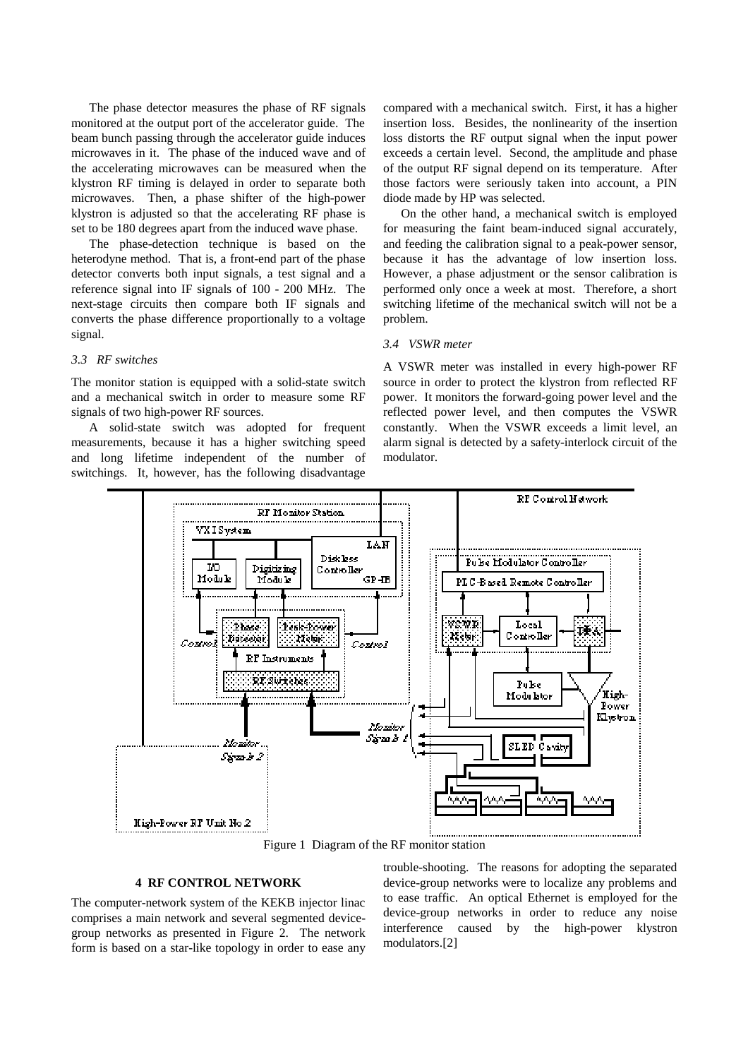The phase detector measures the phase of RF signals monitored at the output port of the accelerator guide. The beam bunch passing through the accelerator guide induces microwaves in it. The phase of the induced wave and of the accelerating microwaves can be measured when the klystron RF timing is delayed in order to separate both microwaves. Then, a phase shifter of the high-power klystron is adjusted so that the accelerating RF phase is set to be 180 degrees apart from the induced wave phase.

The phase-detection technique is based on the heterodyne method. That is, a front-end part of the phase detector converts both input signals, a test signal and a reference signal into IF signals of 100 - 200 MHz. The next-stage circuits then compare both IF signals and converts the phase difference proportionally to a voltage signal.

### *3.3 RF switches*

The monitor station is equipped with a solid-state switch and a mechanical switch in order to measure some RF signals of two high-power RF sources.

A solid-state switch was adopted for frequent measurements, because it has a higher switching speed and long lifetime independent of the number of switchings. It, however, has the following disadvantage compared with a mechanical switch. First, it has a higher insertion loss. Besides, the nonlinearity of the insertion loss distorts the RF output signal when the input power exceeds a certain level. Second, the amplitude and phase of the output RF signal depend on its temperature. After those factors were seriously taken into account, a PIN diode made by HP was selected.

On the other hand, a mechanical switch is employed for measuring the faint beam-induced signal accurately, and feeding the calibration signal to a peak-power sensor, because it has the advantage of low insertion loss. However, a phase adjustment or the sensor calibration is performed only once a week at most. Therefore, a short switching lifetime of the mechanical switch will not be a problem.

### *3.4 VSWR meter*

A VSWR meter was installed in every high-power RF source in order to protect the klystron from reflected RF power. It monitors the forward-going power level and the reflected power level, and then computes the VSWR constantly. When the VSWR exceeds a limit level, an alarm signal is detected by a safety-interlock circuit of the modulator.

Figure 1 Diagram of the RF monitor station

## 4 RF CONTROL NETWORK

The computer-network system of the KEKB injector linac comprises a main network and several segmented device-group networks as presented in Figure 2. The network form is based on a star-like topology in order to ease any trouble-shooting. The reasons for adopting the separated device-group networks were to localize any problems and to ease traffic. An optical Ethernet is employed for the device-group networks in order to reduce any noise interference caused by the high-power klystron modulators.[2]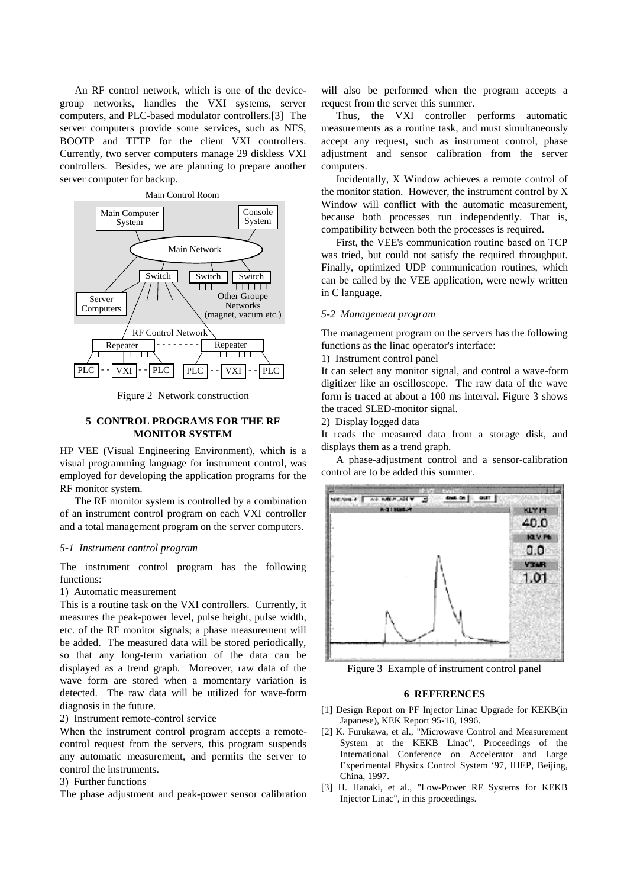An RF control network, which is one of the device-group networks, handles the VXI systems, server computers, and PLC-based modulator controllers.[3] The server computers provide some services, such as NFS, BOOTP and TFTP for the client VXI controllers. Currently, two server computers manage 29 diskless VXI controllers. Besides, we are planning to prepare another server computer for backup.

Main Control Room

Main Computer System

Console System

Main Network

Switch

Switch

Switch

Server Computers

Other Groupe Networks (magnet, vacum etc.)

RF Control Network

Repeater

Repeater

PLC

VXI

PLC

PLC

VXI

PLC

Figure 2 Network construction

## 5 CONTROL PROGRAMS FOR THE RF MONITOR SYSTEM

HP VEE (Visual Engineering Environment), which is a visual programming language for instrument control, was employed for developing the application programs for the RF monitor system.

The RF monitor system is controlled by a combination of an instrument control program on each VXI controller and a total management program on the server computers.

### *5-1 Instrument control program*

The instrument control program has the following functions:

1) Automatic measurement

This is a routine task on the VXI controllers. Currently, it measures the peak-power level, pulse height, pulse width, etc. of the RF monitor signals; a phase measurement will be added. The measured data will be stored periodically, so that any long-term variation of the data can be displayed as a trend graph. Moreover, raw data of the wave form are stored when a momentary variation is detected. The raw data will be utilized for wave-form diagnosis in the future.

2) Instrument remote-control service

When the instrument control program accepts a remote-control request from the servers, this program suspends any automatic measurement, and permits the server to control the instruments.

3) Further functions

The phase adjustment and peak-power sensor calibration will also be performed when the program accepts a request from the server this summer.

Thus, the VXI controller performs automatic measurements as a routine task, and must simultaneously accept any request, such as instrument control, phase adjustment and sensor calibration from the server computers.

Incidentally, X Window achieves a remote control of the monitor station. However, the instrument control by X Window will conflict with the automatic measurement, because both processes run independently. That is, compatibility between both the processes is required.

First, the VEE's communication routine based on TCP was tried, but could not satisfy the required throughput. Finally, optimized UDP communication routines, which can be called by the VEE application, were newly written in C language.

### *5-2 Management program*

The management program on the servers has the following functions as the linac operator's interface:

1) Instrument control panel

It can select any monitor signal, and control a wave-form digitizer like an oscilloscope. The raw data of the wave form is traced at about a 100 ms interval. Figure 3 shows the traced SLED-monitor signal.

2) Display logged data

It reads the measured data from a storage disk, and displays them as a trend graph.

A phase-adjustment control and a sensor-calibration control are to be added this summer.

KLY Pf

40.0

KLY Pb

0.0

VSWR

1.01

Figure 3 Example of instrument control panel

## 6 REFERENCES

[1] Design Report on PF Injector Linac Upgrade for KEKB(in Japanese), KEK Report 95-18, 1996.

[2] K. Furukawa, et al., "Microwave Control and Measurement System at the KEKB Linac", Proceedings of the International Conference on Accelerator and Large Experimental Physics Control System '97, IHEP, Beijing, China, 1997.

[3] H. Hanaki, et al., "Low-Power RF Systems for KEKB Injector Linac", in this proceedings.